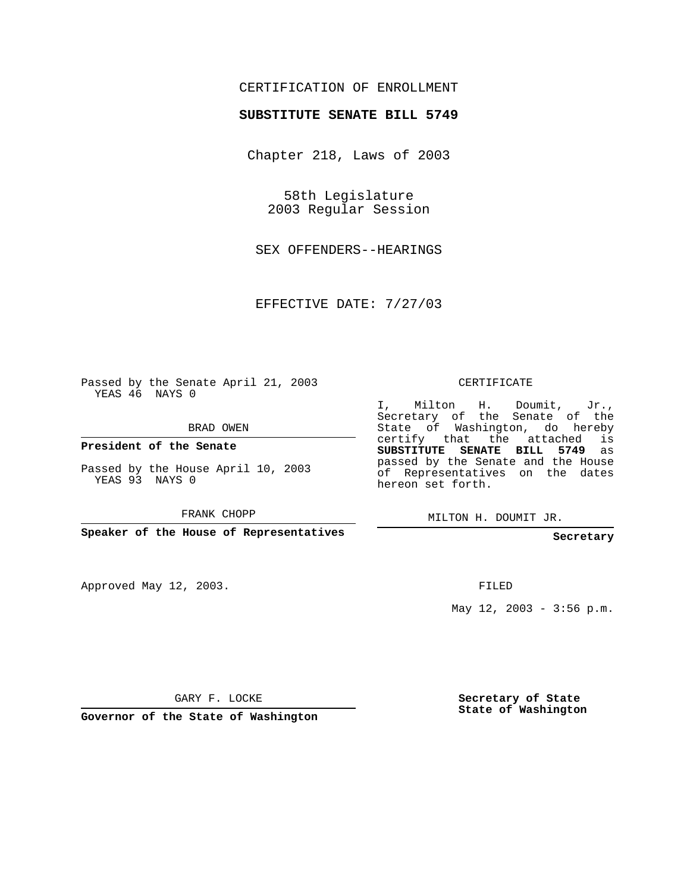CERTIFICATION OF ENROLLMENT

**SUBSTITUTE SENATE BILL 5749**

Chapter 218, Laws of 2003

58th Legislature
2003 Regular Session

SEX OFFENDERS--HEARINGS

EFFECTIVE DATE: 7/27/03

Passed by the Senate April 21, 2003
YEAS 46 NAYS 0

BRAD OWEN

**President of the Senate**

Passed by the House April 10, 2003
YEAS 93 NAYS 0

FRANK CHOPP

**Speaker of the House of Representatives**

Approved May 12, 2003.

GARY F. LOCKE

**Governor of the State of Washington**

CERTIFICATE

I, Milton H. Doumit, Jr., Secretary of the Senate of the State of Washington, do hereby certify that the attached is **SUBSTITUTE SENATE BILL 5749** as passed by the Senate and the House of Representatives on the dates hereon set forth.

MILTON H. DOUMIT JR.

**Secretary**

FILED

May 12, 2003 - 3:56 p.m.

**Secretary of State**
**State of Washington**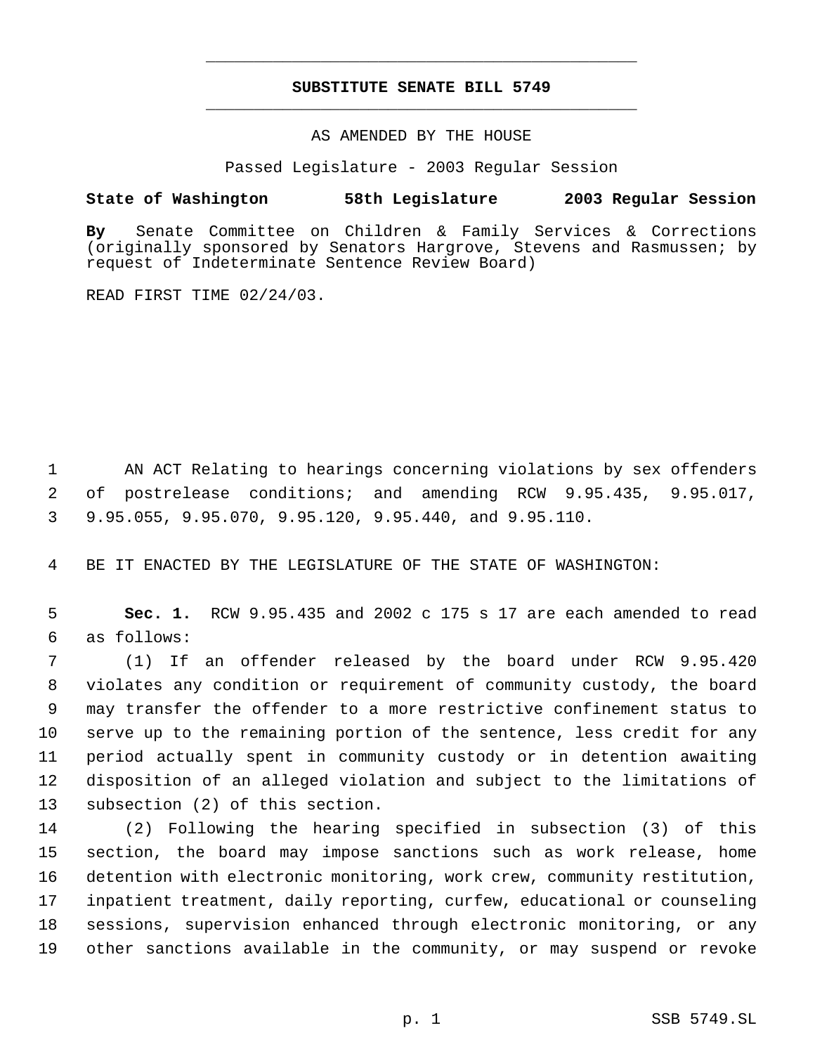**SUBSTITUTE SENATE BILL 5749**

AS AMENDED BY THE HOUSE

Passed Legislature - 2003 Regular Session

**State of Washington 58th Legislature 2003 Regular Session**

**By** Senate Committee on Children & Family Services & Corrections (originally sponsored by Senators Hargrove, Stevens and Rasmussen; by request of Indeterminate Sentence Review Board)

READ FIRST TIME 02/24/03.

AN ACT Relating to hearings concerning violations by sex offenders of postrelease conditions; and amending RCW 9.95.435, 9.95.017, 9.95.055, 9.95.070, 9.95.120, 9.95.440, and 9.95.110.

BE IT ENACTED BY THE LEGISLATURE OF THE STATE OF WASHINGTON:

**Sec. 1.** RCW 9.95.435 and 2002 c 175 s 17 are each amended to read as follows:

(1) If an offender released by the board under RCW 9.95.420 violates any condition or requirement of community custody, the board may transfer the offender to a more restrictive confinement status to serve up to the remaining portion of the sentence, less credit for any period actually spent in community custody or in detention awaiting disposition of an alleged violation and subject to the limitations of subsection (2) of this section.

(2) Following the hearing specified in subsection (3) of this section, the board may impose sanctions such as work release, home detention with electronic monitoring, work crew, community restitution, inpatient treatment, daily reporting, curfew, educational or counseling sessions, supervision enhanced through electronic monitoring, or any other sanctions available in the community, or may suspend or revoke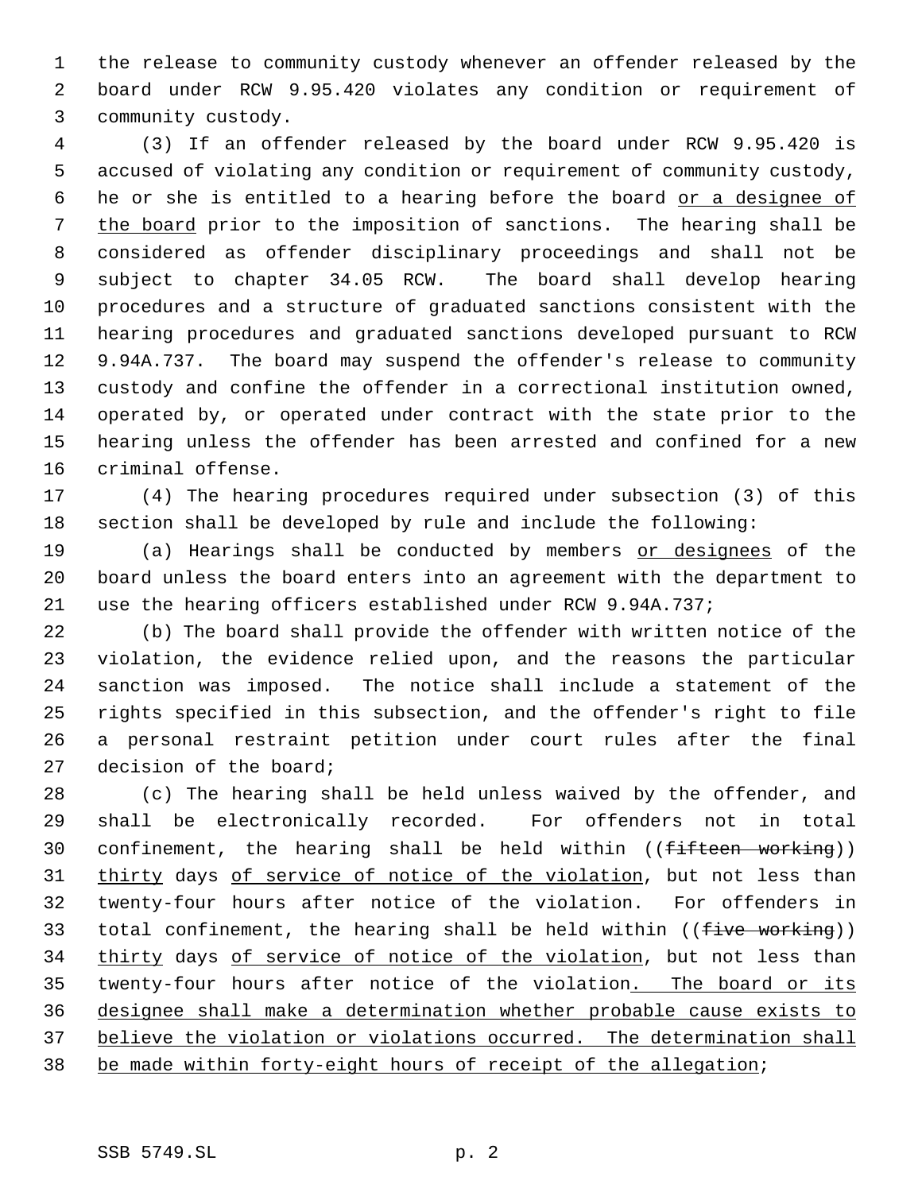the release to community custody whenever an offender released by the board under RCW 9.95.420 violates any condition or requirement of community custody.

(3) If an offender released by the board under RCW 9.95.420 is accused of violating any condition or requirement of community custody, he or she is entitled to a hearing before the board <u>or a designee of the board</u> prior to the imposition of sanctions. The hearing shall be considered as offender disciplinary proceedings and shall not be subject to chapter 34.05 RCW. The board shall develop hearing procedures and a structure of graduated sanctions consistent with the hearing procedures and graduated sanctions developed pursuant to RCW 9.94A.737. The board may suspend the offender's release to community custody and confine the offender in a correctional institution owned, operated by, or operated under contract with the state prior to the hearing unless the offender has been arrested and confined for a new criminal offense.

(4) The hearing procedures required under subsection (3) of this section shall be developed by rule and include the following:

(a) Hearings shall be conducted by members <u>or designees</u> of the board unless the board enters into an agreement with the department to use the hearing officers established under RCW 9.94A.737;

(b) The board shall provide the offender with written notice of the violation, the evidence relied upon, and the reasons the particular sanction was imposed. The notice shall include a statement of the rights specified in this subsection, and the offender's right to file a personal restraint petition under court rules after the final decision of the board;

(c) The hearing shall be held unless waived by the offender, and shall be electronically recorded. For offenders not in total confinement, the hearing shall be held within ((~~fifteen working~~)) <u>thirty</u> days <u>of service of notice of the violation</u>, but not less than twenty-four hours after notice of the violation. For offenders in total confinement, the hearing shall be held within ((~~five working~~)) <u>thirty</u> days <u>of service of notice of the violation</u>, but not less than twenty-four hours after notice of the violation<u>. The board or its designee shall make a determination whether probable cause exists to believe the violation or violations occurred. The determination shall be made within forty-eight hours of receipt of the allegation</u>;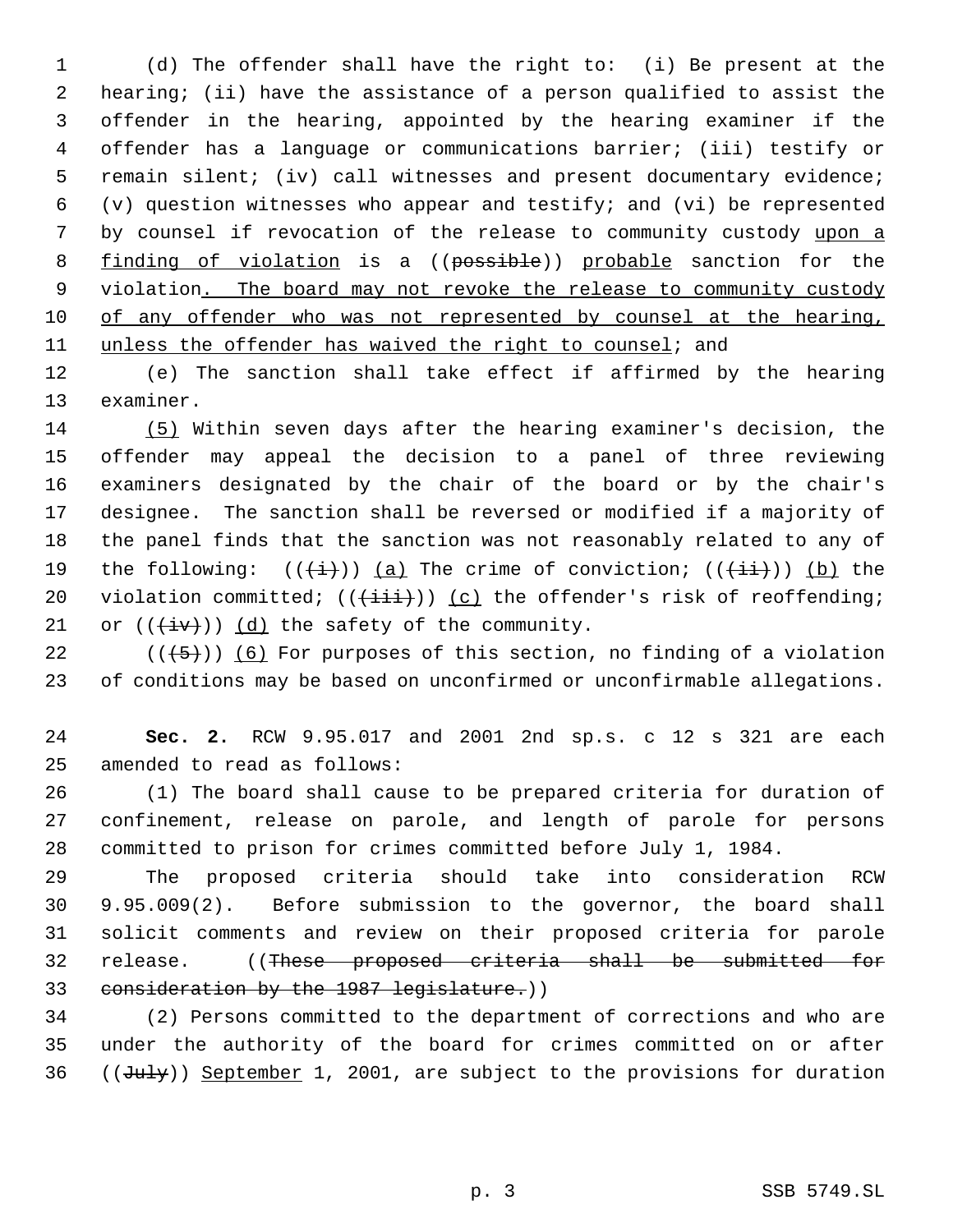(d) The offender shall have the right to: (i) Be present at the hearing; (ii) have the assistance of a person qualified to assist the offender in the hearing, appointed by the hearing examiner if the offender has a language or communications barrier; (iii) testify or remain silent; (iv) call witnesses and present documentary evidence; (v) question witnesses who appear and testify; and (vi) be represented by counsel if revocation of the release to community custody upon a finding of violation is a ((possible)) probable sanction for the violation. The board may not revoke the release to community custody of any offender who was not represented by counsel at the hearing, unless the offender has waived the right to counsel; and

(e) The sanction shall take effect if affirmed by the hearing examiner.

(5) Within seven days after the hearing examiner's decision, the offender may appeal the decision to a panel of three reviewing examiners designated by the chair of the board or by the chair's designee. The sanction shall be reversed or modified if a majority of the panel finds that the sanction was not reasonably related to any of the following: (((i))) (a) The crime of conviction; (((ii))) (b) the violation committed; (((iii))) (c) the offender's risk of reoffending; or (((iv))) (d) the safety of the community.

(((5))) (6) For purposes of this section, no finding of a violation of conditions may be based on unconfirmed or unconfirmable allegations.

**Sec. 2.** RCW 9.95.017 and 2001 2nd sp.s. c 12 s 321 are each amended to read as follows:

(1) The board shall cause to be prepared criteria for duration of confinement, release on parole, and length of parole for persons committed to prison for crimes committed before July 1, 1984.

The proposed criteria should take into consideration RCW 9.95.009(2). Before submission to the governor, the board shall solicit comments and review on their proposed criteria for parole release. ((These proposed criteria shall be submitted for consideration by the 1987 legislature.))

(2) Persons committed to the department of corrections and who are under the authority of the board for crimes committed on or after ((July)) September 1, 2001, are subject to the provisions for duration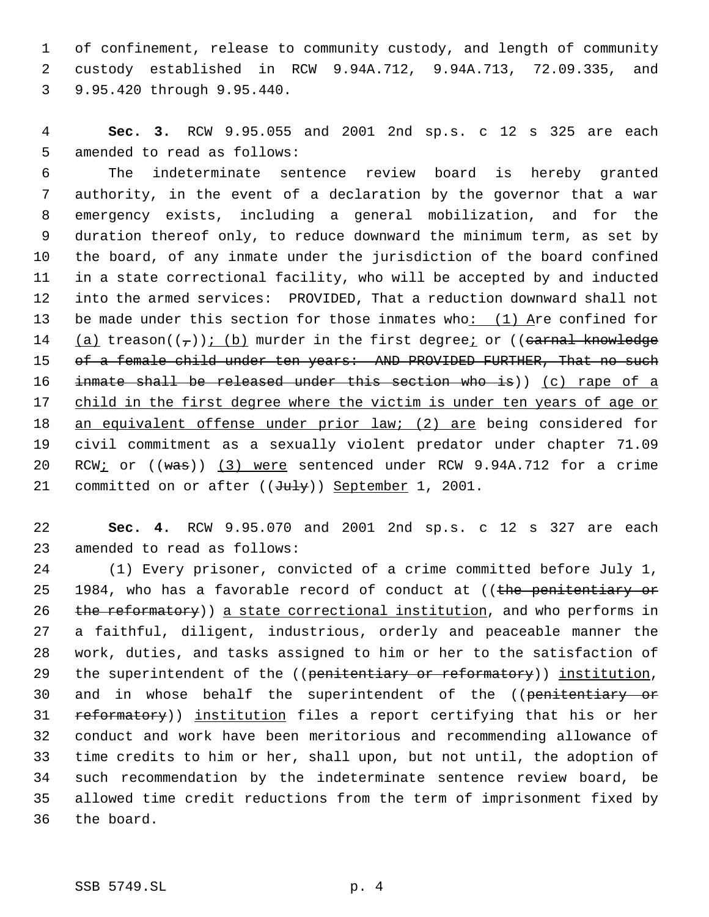of confinement, release to community custody, and length of community custody established in RCW 9.94A.712, 9.94A.713, 72.09.335, and 9.95.420 through 9.95.440.

**Sec. 3.** RCW 9.95.055 and 2001 2nd sp.s. c 12 s 325 are each amended to read as follows:

The indeterminate sentence review board is hereby granted authority, in the event of a declaration by the governor that a war emergency exists, including a general mobilization, and for the duration thereof only, to reduce downward the minimum term, as set by the board, of any inmate under the jurisdiction of the board confined in a state correctional facility, who will be accepted by and inducted into the armed services: PROVIDED, That a reduction downward shall not be made under this section for those inmates who: (1) Are confined for (a) treason((,)); (b) murder in the first degree; or ((~~carnal knowledge of a female child under ten years: AND PROVIDED FURTHER, That no such inmate shall be released under this section who is~~)) (c) rape of a child in the first degree where the victim is under ten years of age or an equivalent offense under prior law; (2) are being considered for civil commitment as a sexually violent predator under chapter 71.09 RCW; or ((~~was~~)) (3) were sentenced under RCW 9.94A.712 for a crime committed on or after ((~~July~~)) September 1, 2001.

**Sec. 4.** RCW 9.95.070 and 2001 2nd sp.s. c 12 s 327 are each amended to read as follows:

(1) Every prisoner, convicted of a crime committed before July 1, 1984, who has a favorable record of conduct at ((~~the penitentiary or the reformatory~~)) a state correctional institution, and who performs in a faithful, diligent, industrious, orderly and peaceable manner the work, duties, and tasks assigned to him or her to the satisfaction of the superintendent of the ((~~penitentiary or reformatory~~)) institution, and in whose behalf the superintendent of the ((~~penitentiary or reformatory~~)) institution files a report certifying that his or her conduct and work have been meritorious and recommending allowance of time credits to him or her, shall upon, but not until, the adoption of such recommendation by the indeterminate sentence review board, be allowed time credit reductions from the term of imprisonment fixed by the board.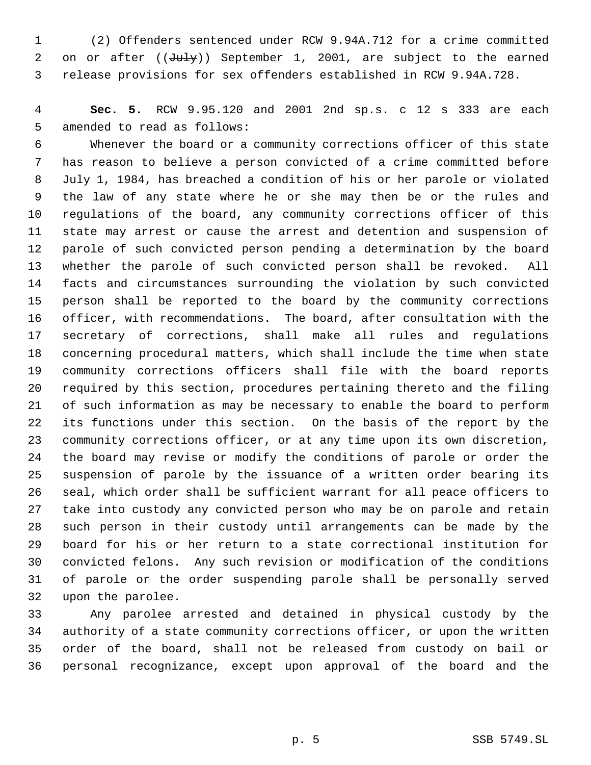(2) Offenders sentenced under RCW 9.94A.712 for a crime committed on or after ((~~July~~)) September 1, 2001, are subject to the earned release provisions for sex offenders established in RCW 9.94A.728.

**Sec. 5.** RCW 9.95.120 and 2001 2nd sp.s. c 12 s 333 are each amended to read as follows:

Whenever the board or a community corrections officer of this state has reason to believe a person convicted of a crime committed before July 1, 1984, has breached a condition of his or her parole or violated the law of any state where he or she may then be or the rules and regulations of the board, any community corrections officer of this state may arrest or cause the arrest and detention and suspension of parole of such convicted person pending a determination by the board whether the parole of such convicted person shall be revoked. All facts and circumstances surrounding the violation by such convicted person shall be reported to the board by the community corrections officer, with recommendations. The board, after consultation with the secretary of corrections, shall make all rules and regulations concerning procedural matters, which shall include the time when state community corrections officers shall file with the board reports required by this section, procedures pertaining thereto and the filing of such information as may be necessary to enable the board to perform its functions under this section. On the basis of the report by the community corrections officer, or at any time upon its own discretion, the board may revise or modify the conditions of parole or order the suspension of parole by the issuance of a written order bearing its seal, which order shall be sufficient warrant for all peace officers to take into custody any convicted person who may be on parole and retain such person in their custody until arrangements can be made by the board for his or her return to a state correctional institution for convicted felons. Any such revision or modification of the conditions of parole or the order suspending parole shall be personally served upon the parolee.

Any parolee arrested and detained in physical custody by the authority of a state community corrections officer, or upon the written order of the board, shall not be released from custody on bail or personal recognizance, except upon approval of the board and the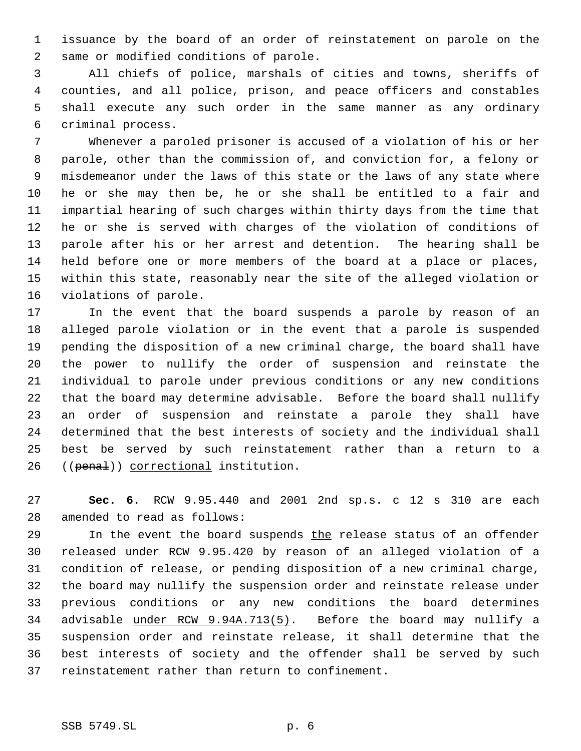issuance by the board of an order of reinstatement on parole on the same or modified conditions of parole.

All chiefs of police, marshals of cities and towns, sheriffs of counties, and all police, prison, and peace officers and constables shall execute any such order in the same manner as any ordinary criminal process.

Whenever a paroled prisoner is accused of a violation of his or her parole, other than the commission of, and conviction for, a felony or misdemeanor under the laws of this state or the laws of any state where he or she may then be, he or she shall be entitled to a fair and impartial hearing of such charges within thirty days from the time that he or she is served with charges of the violation of conditions of parole after his or her arrest and detention. The hearing shall be held before one or more members of the board at a place or places, within this state, reasonably near the site of the alleged violation or violations of parole.

In the event that the board suspends a parole by reason of an alleged parole violation or in the event that a parole is suspended pending the disposition of a new criminal charge, the board shall have the power to nullify the order of suspension and reinstate the individual to parole under previous conditions or any new conditions that the board may determine advisable. Before the board shall nullify an order of suspension and reinstate a parole they shall have determined that the best interests of society and the individual shall best be served by such reinstatement rather than a return to a ((~~penal~~)) <u>correctional</u> institution.

**Sec. 6.** RCW 9.95.440 and 2001 2nd sp.s. c 12 s 310 are each amended to read as follows:

In the event the board suspends <u>the</u> release status of an offender released under RCW 9.95.420 by reason of an alleged violation of a condition of release, or pending disposition of a new criminal charge, the board may nullify the suspension order and reinstate release under previous conditions or any new conditions the board determines advisable <u>under RCW 9.94A.713(5)</u>. Before the board may nullify a suspension order and reinstate release, it shall determine that the best interests of society and the offender shall be served by such reinstatement rather than return to confinement.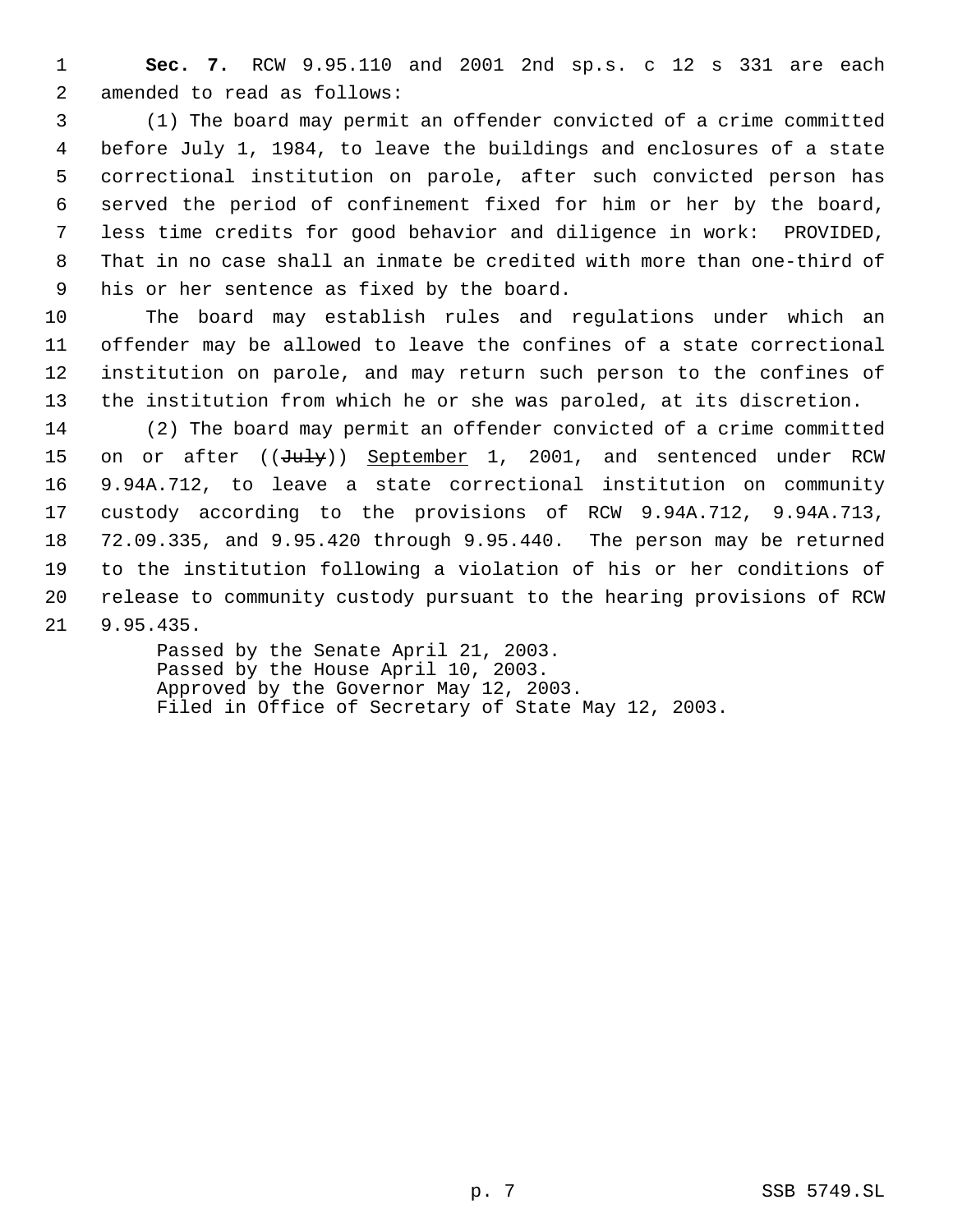**Sec. 7.** RCW 9.95.110 and 2001 2nd sp.s. c 12 s 331 are each amended to read as follows:

(1) The board may permit an offender convicted of a crime committed before July 1, 1984, to leave the buildings and enclosures of a state correctional institution on parole, after such convicted person has served the period of confinement fixed for him or her by the board, less time credits for good behavior and diligence in work: PROVIDED, That in no case shall an inmate be credited with more than one-third of his or her sentence as fixed by the board.

The board may establish rules and regulations under which an offender may be allowed to leave the confines of a state correctional institution on parole, and may return such person to the confines of the institution from which he or she was paroled, at its discretion.

(2) The board may permit an offender convicted of a crime committed on or after ((~~July~~)) <u>September</u> 1, 2001, and sentenced under RCW 9.94A.712, to leave a state correctional institution on community custody according to the provisions of RCW 9.94A.712, 9.94A.713, 72.09.335, and 9.95.420 through 9.95.440. The person may be returned to the institution following a violation of his or her conditions of release to community custody pursuant to the hearing provisions of RCW 9.95.435.

Passed by the Senate April 21, 2003.
Passed by the House April 10, 2003.
Approved by the Governor May 12, 2003.
Filed in Office of Secretary of State May 12, 2003.